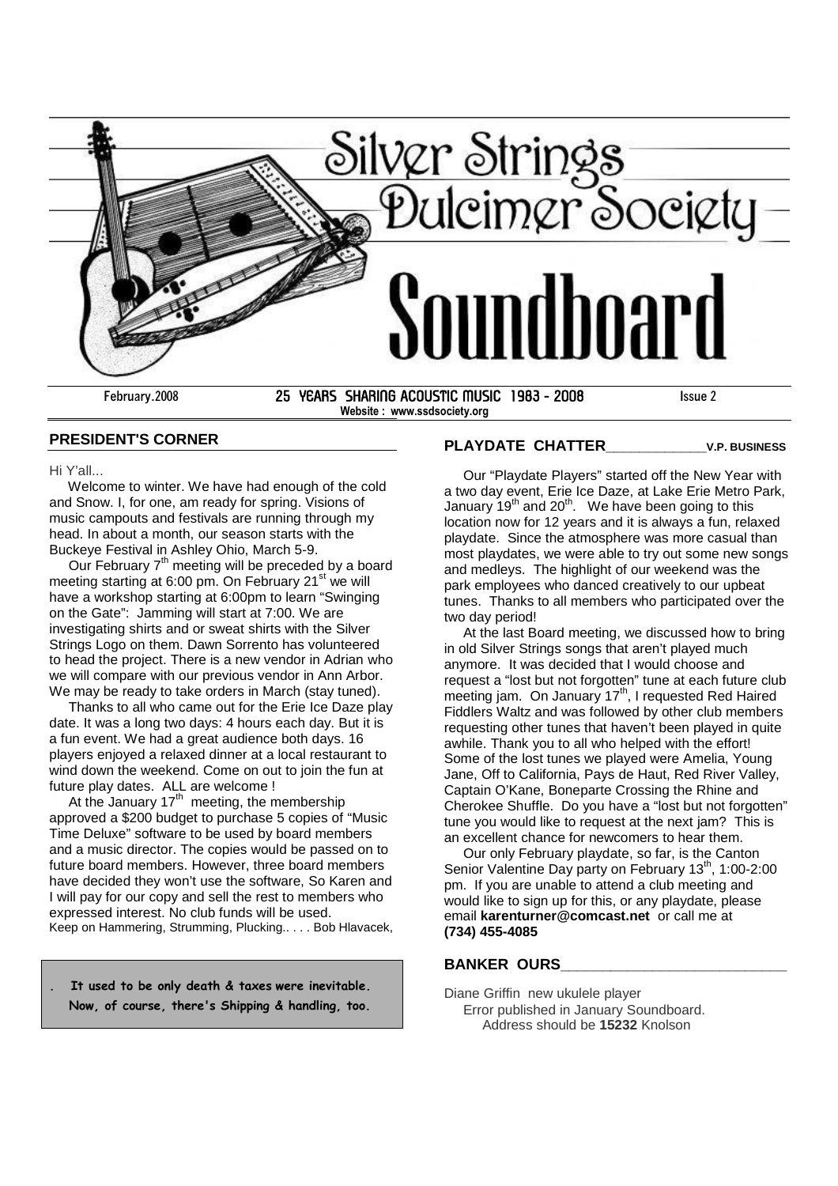# Silver Strings Dulcimer Society

# Soundboard

February.2008 — 25 YEARS SHARING ACOUSTIC MUSIC 1983 - 2008 — Issue 2

Website : www.ssdsociety.org

## PRESIDENT'S CORNER

Hi Y'all...

Welcome to winter. We have had enough of the cold and Snow. I, for one, am ready for spring. Visions of music campouts and festivals are running through my head. In about a month, our season starts with the Buckeye Festival in Ashley Ohio, March 5-9.

Our February 7th meeting will be preceded by a board meeting starting at 6:00 pm. On February 21st we will have a workshop starting at 6:00pm to learn "Swinging on the Gate": Jamming will start at 7:00. We are investigating shirts and or sweat shirts with the Silver Strings Logo on them. Dawn Sorrento has volunteered to head the project. There is a new vendor in Adrian who we will compare with our previous vendor in Ann Arbor. We may be ready to take orders in March (stay tuned).

Thanks to all who came out for the Erie Ice Daze play date. It was a long two days: 4 hours each day. But it is a fun event. We had a great audience both days. 16 players enjoyed a relaxed dinner at a local restaurant to wind down the weekend. Come on out to join the fun at future play dates. ALL are welcome !

At the January 17th meeting, the membership approved a $200 budget to purchase 5 copies of "Music Time Deluxe" software to be used by board members and a music director. The copies would be passed on to future board members. However, three board members have decided they won't use the software, So Karen and I will pay for our copy and sell the rest to members who expressed interest. No club funds will be used.

Keep on Hammering, Strumming, Plucking.. . . . Bob Hlavacek,

> **It used to be only death & taxes were inevitable. Now, of course, there's Shipping & handling, too.**

## PLAYDATE CHATTER — V.P. BUSINESS

Our "Playdate Players" started off the New Year with a two day event, Erie Ice Daze, at Lake Erie Metro Park, January 19th and 20th. We have been going to this location now for 12 years and it is always a fun, relaxed playdate. Since the atmosphere was more casual than most playdates, we were able to try out some new songs and medleys. The highlight of our weekend was the park employees who danced creatively to our upbeat tunes. Thanks to all members who participated over the two day period!

At the last Board meeting, we discussed how to bring in old Silver Strings songs that aren't played much anymore. It was decided that I would choose and request a "lost but not forgotten" tune at each future club meeting jam. On January 17th, I requested Red Haired Fiddlers Waltz and was followed by other club members requesting other tunes that haven't been played in quite awhile. Thank you to all who helped with the effort! Some of the lost tunes we played were Amelia, Young Jane, Off to California, Pays de Haut, Red River Valley, Captain O'Kane, Boneparte Crossing the Rhine and Cherokee Shuffle. Do you have a "lost but not forgotten" tune you would like to request at the next jam? This is an excellent chance for newcomers to hear them.

Our only February playdate, so far, is the Canton Senior Valentine Day party on February 13th, 1:00-2:00 pm. If you are unable to attend a club meeting and would like to sign up for this, or any playdate, please email **karenturner@comcast.net** or call me at **(734) 455-4085**

## BANKER OURS

Diane Griffin new ukulele player
Error published in January Soundboard.
Address should be **15232** Knolson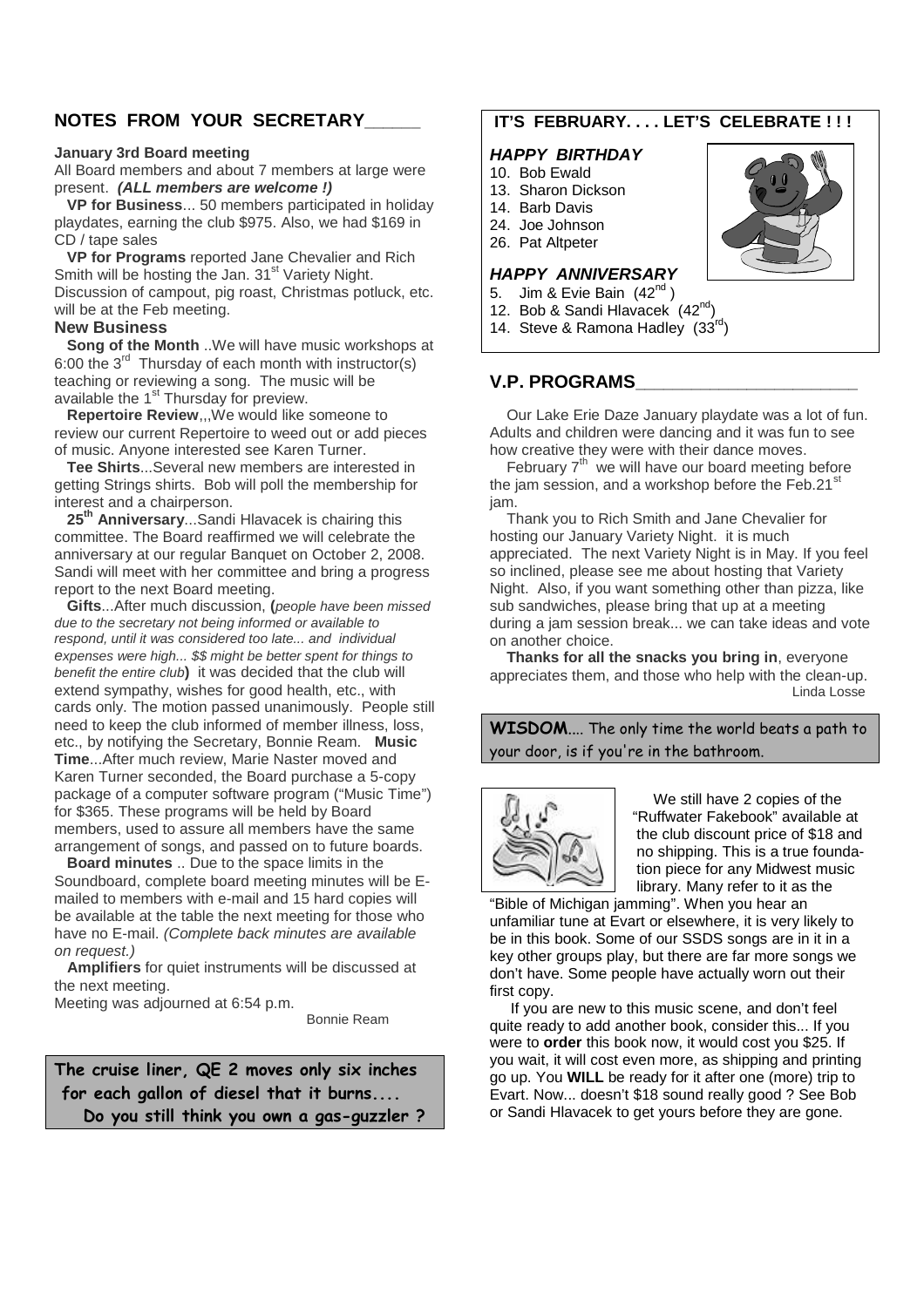## NOTES FROM YOUR SECRETARY

**January 3rd Board meeting**

All Board members and about 7 members at large were present. ***(ALL members are welcome !)***

**VP for Business**... 50 members participated in holiday playdates, earning the club $975. Also, we had $169 in CD / tape sales

**VP for Programs** reported Jane Chevalier and Rich Smith will be hosting the Jan. 31st Variety Night. Discussion of campout, pig roast, Christmas potluck, etc. will be at the Feb meeting.

**New Business**

**Song of the Month** ..We will have music workshops at 6:00 the 3rd Thursday of each month with instructor(s) teaching or reviewing a song. The music will be available the 1st Thursday for preview.

**Repertoire Review**,,,We would like someone to review our current Repertoire to weed out or add pieces of music. Anyone interested see Karen Turner.

**Tee Shirts**...Several new members are interested in getting Strings shirts. Bob will poll the membership for interest and a chairperson.

**25th Anniversary**...Sandi Hlavacek is chairing this committee. The Board reaffirmed we will celebrate the anniversary at our regular Banquet on October 2, 2008. Sandi will meet with her committee and bring a progress report to the next Board meeting.

**Gifts**...After much discussion, **(***people have been missed due to the secretary not being informed or available to respond, until it was considered too late... and individual expenses were high... $$ might be better spent for things to benefit the entire club***)** it was decided that the club will extend sympathy, wishes for good health, etc., with cards only. The motion passed unanimously. People still need to keep the club informed of member illness, loss, etc., by notifying the Secretary, Bonnie Ream. **Music Time**...After much review, Marie Naster moved and Karen Turner seconded, the Board purchase a 5-copy package of a computer software program ("Music Time") for $365. These programs will be held by Board members, used to assure all members have the same arrangement of songs, and passed on to future boards.

**Board minutes** .. Due to the space limits in the Soundboard, complete board meeting minutes will be E-mailed to members with e-mail and 15 hard copies will be available at the table the next meeting for those who have no E-mail. *(Complete back minutes are available on request.)*

**Amplifiers** for quiet instruments will be discussed at the next meeting.

Meeting was adjourned at 6:54 p.m.

Bonnie Ream

**The cruise liner, QE 2 moves only six inches for each gallon of diesel that it burns.... Do you still think you own a gas-guzzler ?**

## IT'S FEBRUARY. . . . LET'S CELEBRATE ! ! !

### *HAPPY BIRTHDAY*

10. Bob Ewald
13. Sharon Dickson
14. Barb Davis
24. Joe Johnson
26. Pat Altpeter

### *HAPPY ANNIVERSARY*

5. Jim & Evie Bain (42nd)
12. Bob & Sandi Hlavacek (42nd)
14. Steve & Ramona Hadley (33rd)

## V.P. PROGRAMS

Our Lake Erie Daze January playdate was a lot of fun. Adults and children were dancing and it was fun to see how creative they were with their dance moves.

February 7th we will have our board meeting before the jam session, and a workshop before the Feb.21st jam.

Thank you to Rich Smith and Jane Chevalier for hosting our January Variety Night. it is much appreciated. The next Variety Night is in May. If you feel so inclined, please see me about hosting that Variety Night. Also, if you want something other than pizza, like sub sandwiches, please bring that up at a meeting during a jam session break... we can take ideas and vote on another choice.

**Thanks for all the snacks you bring in**, everyone appreciates them, and those who help with the clean-up.

Linda Losse

**WISDOM**.... The only time the world beats a path to your door, is if you're in the bathroom.

We still have 2 copies of the "Ruffwater Fakebook" available at the club discount price of $18 and no shipping. This is a true foundation piece for any Midwest music library. Many refer to it as the "Bible of Michigan jamming". When you hear an unfamiliar tune at Evart or elsewhere, it is very likely to be in this book. Some of our SSDS songs are in it in a key other groups play, but there are far more songs we don't have. Some people have actually worn out their first copy.

If you are new to this music scene, and don't feel quite ready to add another book, consider this... If you were to **order** this book now, it would cost you $25. If you wait, it will cost even more, as shipping and printing go up. You **WILL** be ready for it after one (more) trip to Evart. Now... doesn't $18 sound really good ? See Bob or Sandi Hlavacek to get yours before they are gone.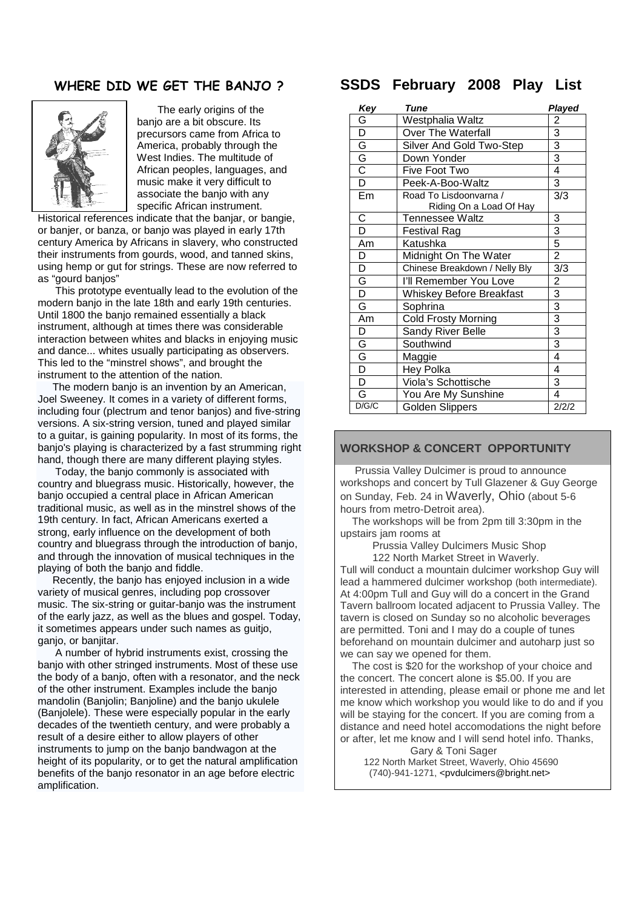## WHERE DID WE GET THE BANJO ?

The early origins of the banjo are a bit obscure. Its precursors came from Africa to America, probably through the West Indies. The multitude of African peoples, languages, and music make it very difficult to associate the banjo with any specific African instrument. Historical references indicate that the banjar, or bangie, or banjer, or banza, or banjo was played in early 17th century America by Africans in slavery, who constructed their instruments from gourds, wood, and tanned skins, using hemp or gut for strings. These are now referred to as "gourd banjos"

This prototype eventually lead to the evolution of the modern banjo in the late 18th and early 19th centuries. Until 1800 the banjo remained essentially a black instrument, although at times there was considerable interaction between whites and blacks in enjoying music and dance... whites usually participating as observers. This led to the "minstrel shows", and brought the instrument to the attention of the nation.

The modern banjo is an invention by an American, Joel Sweeney. It comes in a variety of different forms, including four (plectrum and tenor banjos) and five-string versions. A six-string version, tuned and played similar to a guitar, is gaining popularity. In most of its forms, the banjo's playing is characterized by a fast strumming right hand, though there are many different playing styles.

Today, the banjo commonly is associated with country and bluegrass music. Historically, however, the banjo occupied a central place in African American traditional music, as well as in the minstrel shows of the 19th century. In fact, African Americans exerted a strong, early influence on the development of both country and bluegrass through the introduction of banjo, and through the innovation of musical techniques in the playing of both the banjo and fiddle.

Recently, the banjo has enjoyed inclusion in a wide variety of musical genres, including pop crossover music. The six-string or guitar-banjo was the instrument of the early jazz, as well as the blues and gospel. Today, it sometimes appears under such names as guitjo, ganjo, or banjitar.

A number of hybrid instruments exist, crossing the banjo with other stringed instruments. Most of these use the body of a banjo, often with a resonator, and the neck of the other instrument. Examples include the banjo mandolin (Banjolin; Banjoline) and the banjo ukulele (Banjolele). These were especially popular in the early decades of the twentieth century, and were probably a result of a desire either to allow players of other instruments to jump on the banjo bandwagon at the height of its popularity, or to get the natural amplification benefits of the banjo resonator in an age before electric amplification.

## SSDS February 2008 Play List

| *Key* | *Tune* | *Played* |
|---|---|---|
| G | Westphalia Waltz | 2 |
| D | Over The Waterfall | 3 |
| G | Silver And Gold Two-Step | 3 |
| G | Down Yonder | 3 |
| C | Five Foot Two | 4 |
| D | Peek-A-Boo-Waltz | 3 |
| Em | Road To Lisdoonvarna / Riding On a Load Of Hay | 3/3 |
| C | Tennessee Waltz | 3 |
| D | Festival Rag | 3 |
| Am | Katushka | 5 |
| D | Midnight On The Water | 2 |
| D | Chinese Breakdown / Nelly Bly | 3/3 |
| G | I'll Remember You Love | 2 |
| D | Whiskey Before Breakfast | 3 |
| G | Sophrina | 3 |
| Am | Cold Frosty Morning | 3 |
| D | Sandy River Belle | 3 |
| G | Southwind | 3 |
| G | Maggie | 4 |
| D | Hey Polka | 4 |
| D | Viola's Schottische | 3 |
| G | You Are My Sunshine | 4 |
| D/G/C | Golden Slippers | 2/2/2 |

### WORKSHOP & CONCERT OPPORTUNITY

Prussia Valley Dulcimer is proud to announce workshops and concert by Tull Glazener & Guy George on Sunday, Feb. 24 in Waverly, Ohio (about 5-6 hours from metro-Detroit area).

The workshops will be from 2pm till 3:30pm in the upstairs jam rooms at

Prussia Valley Dulcimers Music Shop
122 North Market Street in Waverly.

Tull will conduct a mountain dulcimer workshop Guy will lead a hammered dulcimer workshop (both intermediate). At 4:00pm Tull and Guy will do a concert in the Grand Tavern ballroom located adjacent to Prussia Valley. The tavern is closed on Sunday so no alcoholic beverages are permitted. Toni and I may do a couple of tunes beforehand on mountain dulcimer and autoharp just so we can say we opened for them.

The cost is $20 for the workshop of your choice and the concert. The concert alone is $5.00. If you are interested in attending, please email or phone me and let me know which workshop you would like to do and if you will be staying for the concert. If you are coming from a distance and need hotel accomodations the night before or after, let me know and I will send hotel info. Thanks,

Gary & Toni Sager
122 North Market Street, Waverly, Ohio 45690
(740)-941-1271, <pvdulcimers@bright.net>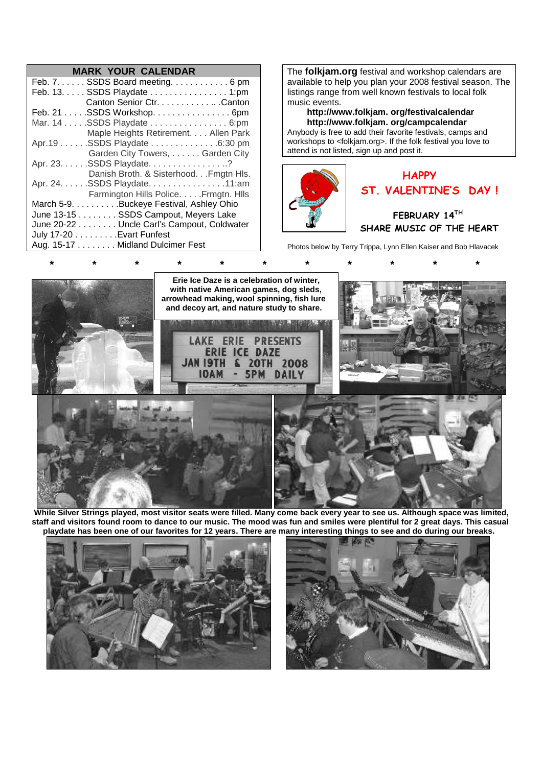## MARK YOUR CALENDAR

| | | |
|---|---|---|
| Feb. 7 | SSDS Board meeting | 6 pm |
| Feb. 13 | SSDS Playdate | 1:pm |
| | Canton Senior Ctr. | Canton |
| Feb. 21 | SSDS Workshop | 6pm |
| Mar. 14 | SSDS Playdate | 6:pm |
| | Maple Heights Retirement | Allen Park |
| Apr.19 | SSDS Playdate | 6:30 pm |
| | Garden City Towers, | Garden City |
| Apr. 23 | SSDS Playdate | ? |
| | Danish Broth. & Sisterhood | Fmgtn Hls. |
| Apr. 24 | SSDS Playdate | 11:am |
| | Farmington Hills Police | Frmgtn. Hlls |
| March 5-9 | Buckeye Festival, Ashley Ohio | |
| June 13-15 | SSDS Campout, Meyers Lake | |
| June 20-22 | Uncle Carl's Campout, Coldwater | |
| July 17-20 | Evart Funfest | |
| Aug. 15-17 | Midland Dulcimer Fest | |

The **folkjam.org** festival and workshop calendars are available to help you plan your 2008 festival season. The listings range from well known festivals to local folk music events.

**http://www.folkjam. org/festivalcalendar**
**http://www.folkjam. org/campcalendar**

Anybody is free to add their favorite festivals, camps and workshops to <folkjam.org>. If the folk festival you love to attend is not listed, sign up and post it.

**HAPPY ST. VALENTINE'S DAY !**

**FEBRUARY 14TH**
**SHARE MUSIC OF THE HEART**

Photos below by Terry Trippa, Lynn Ellen Kaiser and Bob Hlavacek

\* \* \* \* \* \* \* \* \* \* \*

**Erie Ice Daze is a celebration of winter, with native American games, dog sleds, arrowhead making, wool spinning, fish lure and decoy art, and nature study to share.**

LAKE ERIE PRESENTS
ERIE ICE DAZE
JAN 19TH & 20TH 2008
10AM - 5PM DAILY

**While Silver Strings played, most visitor seats were filled. Many come back every year to see us. Although space was limited, staff and visitors found room to dance to our music. The mood was fun and smiles were plentiful for 2 great days. This casual playdate has been one of our favorites for 12 years. There are many interesting things to see and do during our breaks.**